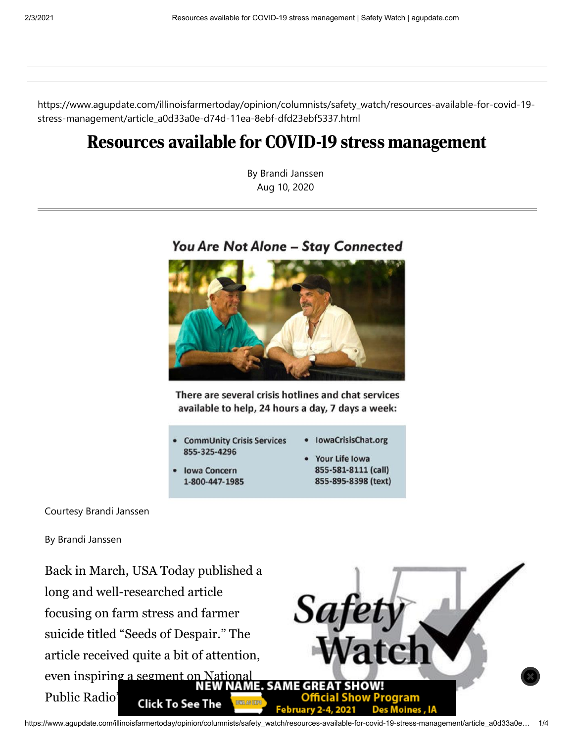https://www.agupdate.com/illinoisfarmertoday/opinion/columnists/safety_watch/resources-available-for-covid-19-stress-management/article_a0d33a0e-d74d-11ea-8ebf-dfd23ebf5337.html

# Resources available for COVID-19 stress management

By Brandi Janssen
Aug 10, 2020

*You Are Not Alone – Stay Connected*

There are several crisis hotlines and chat services available to help, 24 hours a day, 7 days a week:

- CommUnity Crisis Services 855-325-4296
- Iowa Concern 1-800-447-1985
- IowaCrisisChat.org
- Your Life Iowa 855-581-8111 (call) 855-895-8398 (text)

Courtesy Brandi Janssen

By Brandi Janssen

Back in March, USA Today published a long and well-researched article focusing on farm stress and farmer suicide titled "Seeds of Despair." The article received quite a bit of attention, even inspiring a segment on National Public Radio'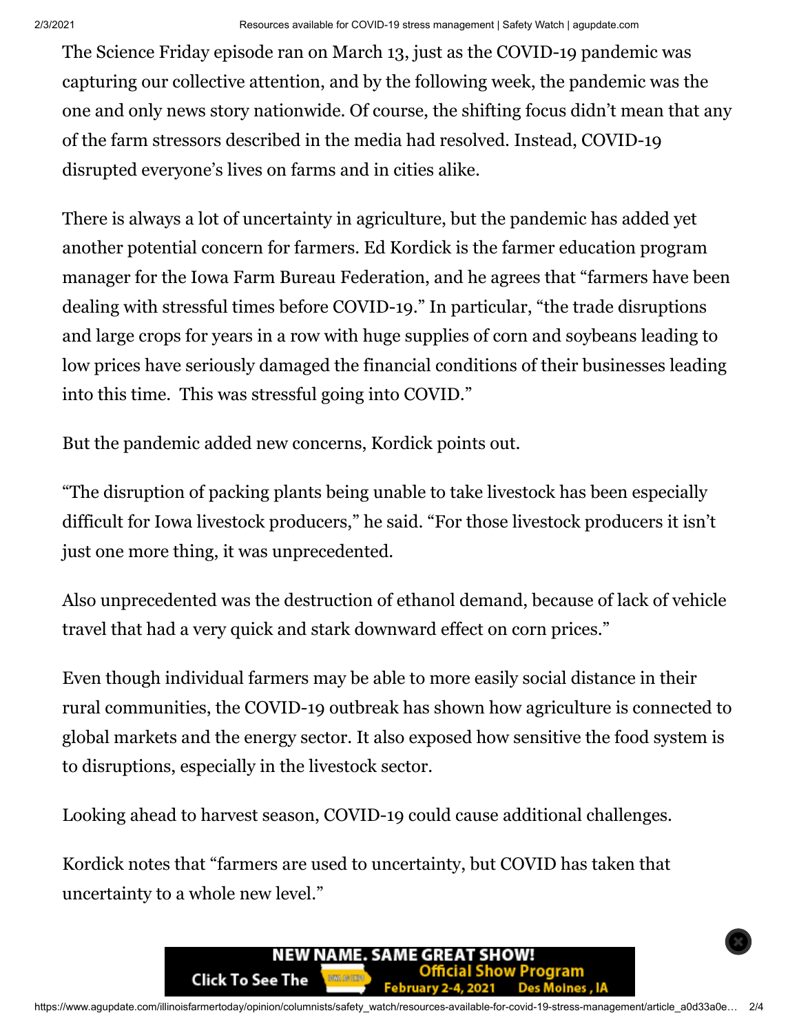The Science Friday episode ran on March 13, just as the COVID-19 pandemic was capturing our collective attention, and by the following week, the pandemic was the one and only news story nationwide. Of course, the shifting focus didn't mean that any of the farm stressors described in the media had resolved. Instead, COVID-19 disrupted everyone's lives on farms and in cities alike.

There is always a lot of uncertainty in agriculture, but the pandemic has added yet another potential concern for farmers. Ed Kordick is the farmer education program manager for the Iowa Farm Bureau Federation, and he agrees that "farmers have been dealing with stressful times before COVID-19." In particular, "the trade disruptions and large crops for years in a row with huge supplies of corn and soybeans leading to low prices have seriously damaged the financial conditions of their businesses leading into this time. This was stressful going into COVID."

But the pandemic added new concerns, Kordick points out.

"The disruption of packing plants being unable to take livestock has been especially difficult for Iowa livestock producers," he said. "For those livestock producers it isn't just one more thing, it was unprecedented.

Also unprecedented was the destruction of ethanol demand, because of lack of vehicle travel that had a very quick and stark downward effect on corn prices."

Even though individual farmers may be able to more easily social distance in their rural communities, the COVID-19 outbreak has shown how agriculture is connected to global markets and the energy sector. It also exposed how sensitive the food system is to disruptions, especially in the livestock sector.

Looking ahead to harvest season, COVID-19 could cause additional challenges.

Kordick notes that "farmers are used to uncertainty, but COVID has taken that uncertainty to a whole new level."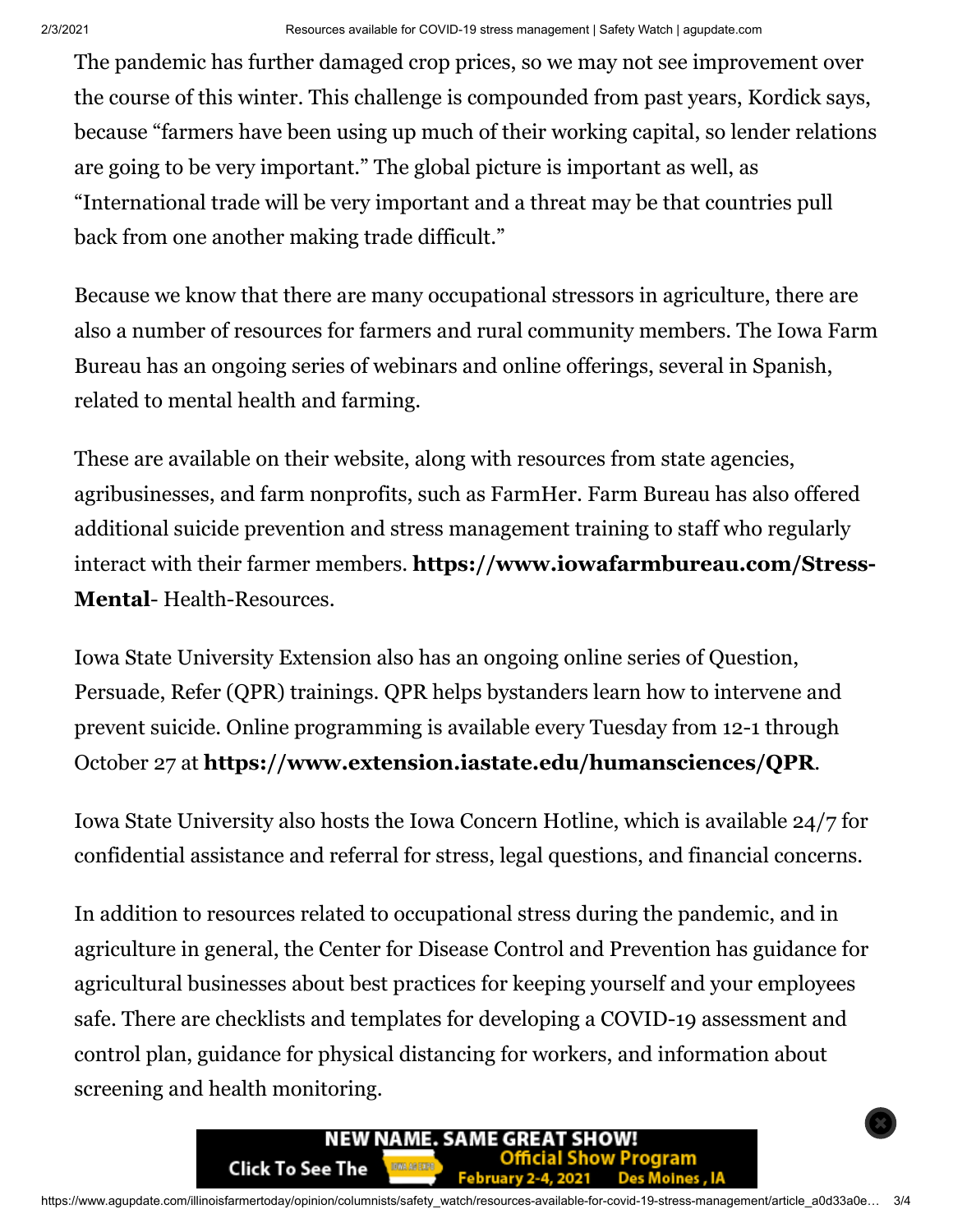The pandemic has further damaged crop prices, so we may not see improvement over the course of this winter. This challenge is compounded from past years, Kordick says, because "farmers have been using up much of their working capital, so lender relations are going to be very important." The global picture is important as well, as "International trade will be very important and a threat may be that countries pull back from one another making trade difficult."

Because we know that there are many occupational stressors in agriculture, there are also a number of resources for farmers and rural community members. The Iowa Farm Bureau has an ongoing series of webinars and online offerings, several in Spanish, related to mental health and farming.

These are available on their website, along with resources from state agencies, agribusinesses, and farm nonprofits, such as FarmHer. Farm Bureau has also offered additional suicide prevention and stress management training to staff who regularly interact with their farmer members. **https://www.iowafarmbureau.com/Stress-Mental**- Health-Resources.

Iowa State University Extension also has an ongoing online series of Question, Persuade, Refer (QPR) trainings. QPR helps bystanders learn how to intervene and prevent suicide. Online programming is available every Tuesday from 12-1 through October 27 at **https://www.extension.iastate.edu/humansciences/QPR**.

Iowa State University also hosts the Iowa Concern Hotline, which is available 24/7 for confidential assistance and referral for stress, legal questions, and financial concerns.

In addition to resources related to occupational stress during the pandemic, and in agriculture in general, the Center for Disease Control and Prevention has guidance for agricultural businesses about best practices for keeping yourself and your employees safe. There are checklists and templates for developing a COVID-19 assessment and control plan, guidance for physical distancing for workers, and information about screening and health monitoring.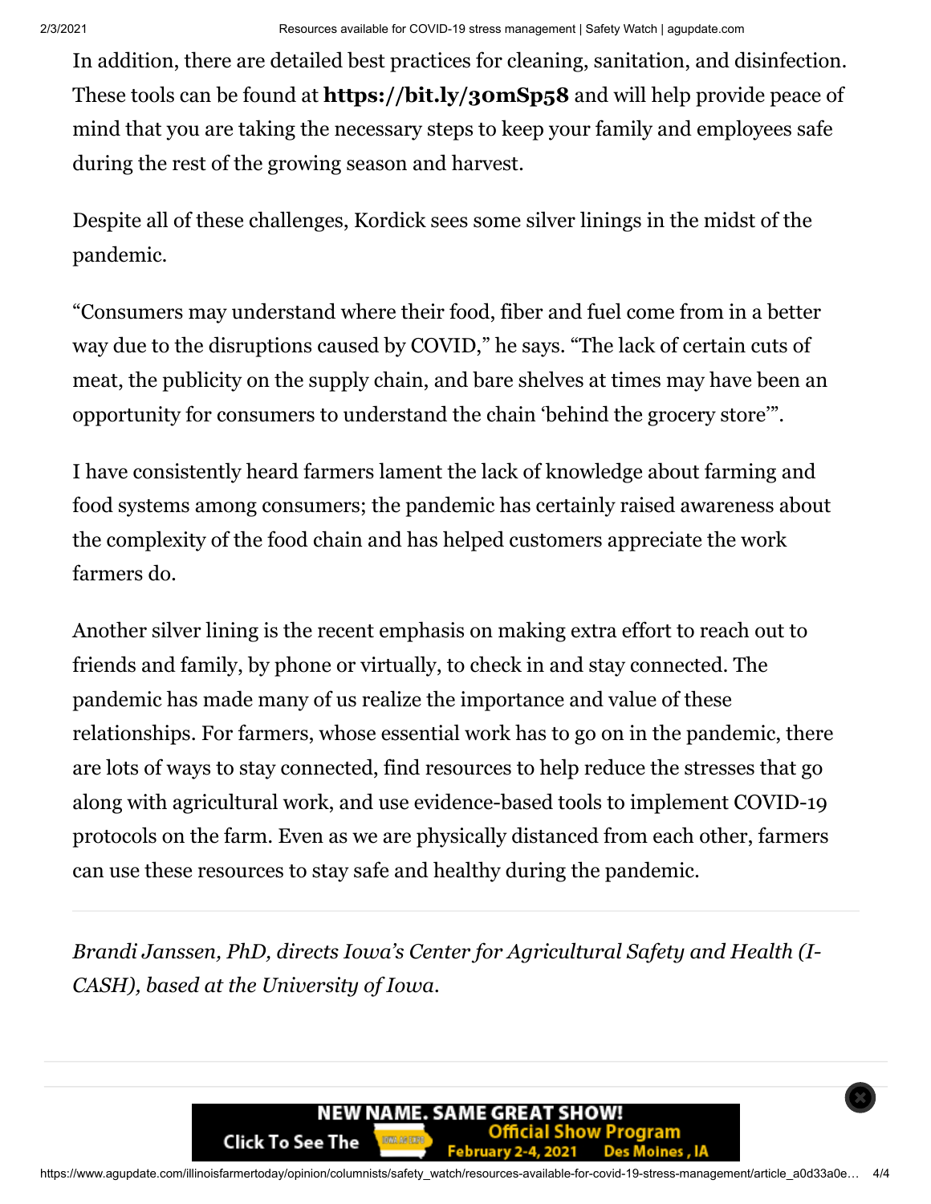In addition, there are detailed best practices for cleaning, sanitation, and disinfection. These tools can be found at **https://bit.ly/30mSp58** and will help provide peace of mind that you are taking the necessary steps to keep your family and employees safe during the rest of the growing season and harvest.

Despite all of these challenges, Kordick sees some silver linings in the midst of the pandemic.

“Consumers may understand where their food, fiber and fuel come from in a better way due to the disruptions caused by COVID,” he says. “The lack of certain cuts of meat, the publicity on the supply chain, and bare shelves at times may have been an opportunity for consumers to understand the chain ‘behind the grocery store’”.

I have consistently heard farmers lament the lack of knowledge about farming and food systems among consumers; the pandemic has certainly raised awareness about the complexity of the food chain and has helped customers appreciate the work farmers do.

Another silver lining is the recent emphasis on making extra effort to reach out to friends and family, by phone or virtually, to check in and stay connected. The pandemic has made many of us realize the importance and value of these relationships. For farmers, whose essential work has to go on in the pandemic, there are lots of ways to stay connected, find resources to help reduce the stresses that go along with agricultural work, and use evidence-based tools to implement COVID-19 protocols on the farm. Even as we are physically distanced from each other, farmers can use these resources to stay safe and healthy during the pandemic.

---

*Brandi Janssen, PhD, directs Iowa’s Center for Agricultural Safety and Health (I-CASH), based at the University of Iowa.*